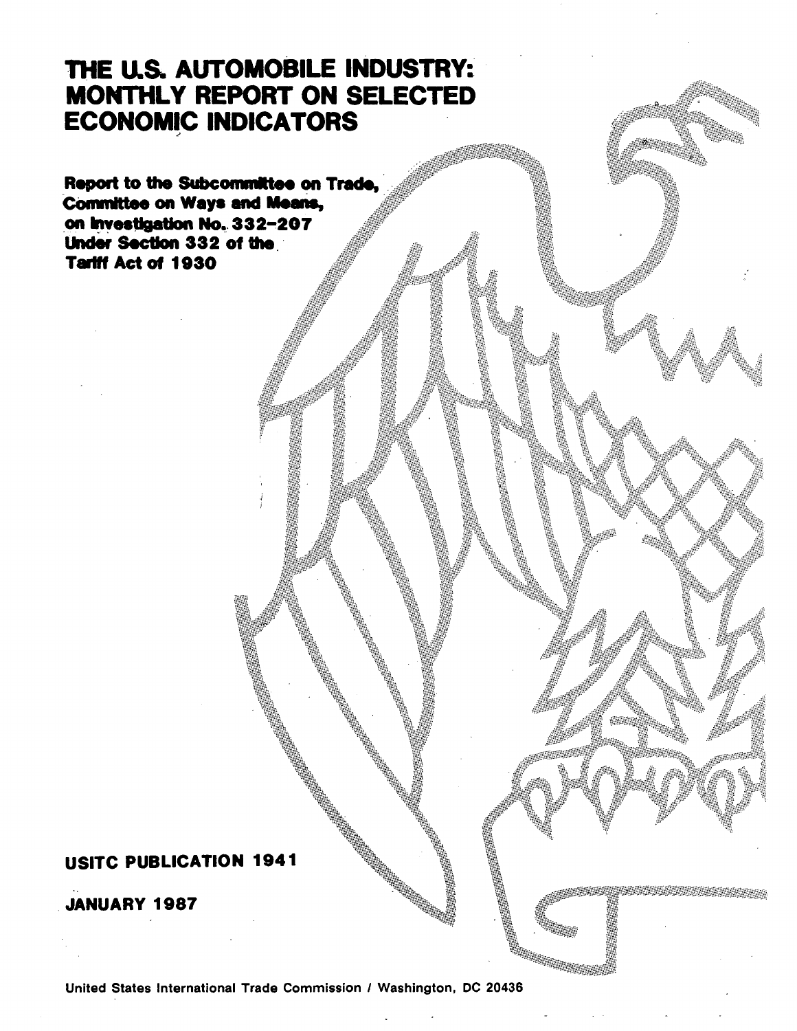# THE U.S. AUTOMOBILE INDUSTRY: MONTHLY REPORT ON SELECTED ECONOMIC INDICATORS

**Report to the Subcommittee on Trade, Committee on Ways and Means, on Investigation No. 332-207 Under Section 332 of the Tariff Act of 1930**

**USITC PUBLICATION 1941**

**JANUARY 1987**

United States International Trade Commission / Washington, DC 20436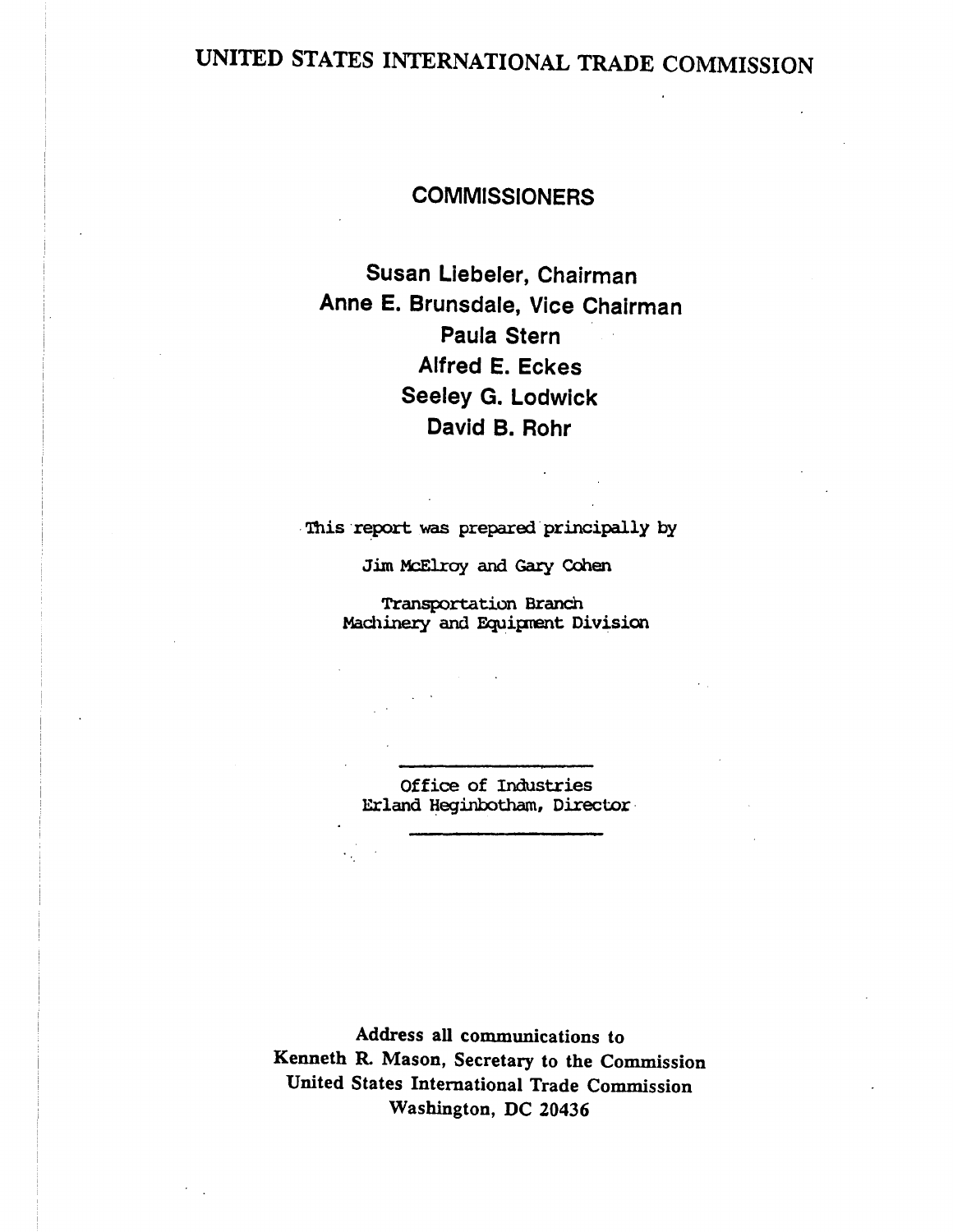# UNITED STATES INTERNATIONAL TRADE COMMISSION

## COMMISSIONERS

**Susan Liebeler, Chairman**
**Anne E. Brunsdale, Vice Chairman**
**Paula Stern**
**Alfred E. Eckes**
**Seeley G. Lodwick**
**David B. Rohr**

This report was prepared principally by

Jim McElroy and Gary Cohen

Transportation Branch
Machinery and Equipment Division

---

Office of Industries
Erland Heginbotham, Director

---

**Address all communications to**
**Kenneth R. Mason, Secretary to the Commission**
**United States International Trade Commission**
**Washington, DC 20436**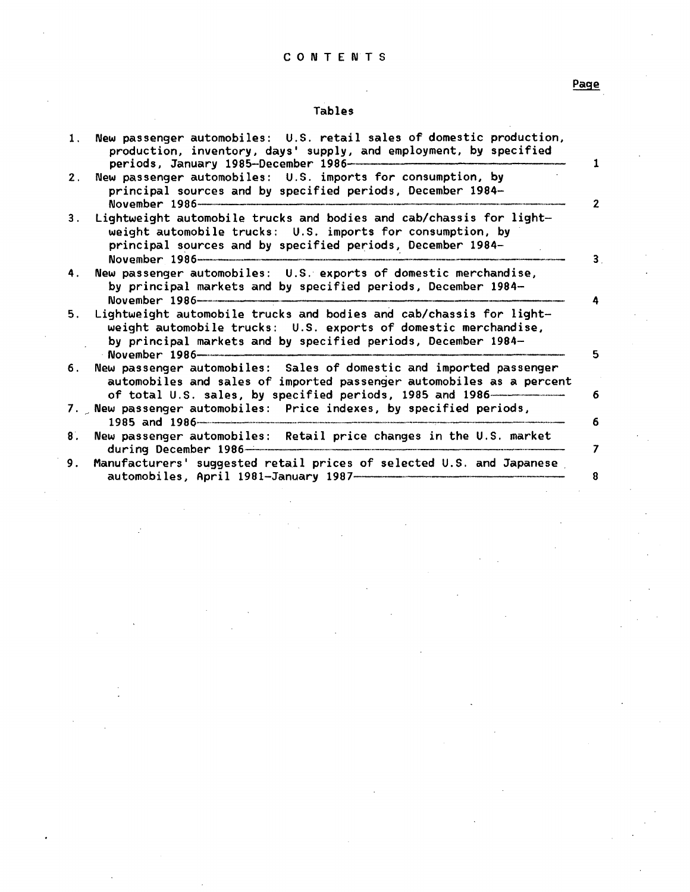# CONTENTS

Page

## Tables

| | | Page |
|---|---|---|
| 1. | New passenger automobiles: U.S. retail sales of domestic production, production, inventory, days' supply, and employment, by specified periods, January 1985–December 1986 | 1 |
| 2. | New passenger automobiles: U.S. imports for consumption, by principal sources and by specified periods, December 1984–November 1986 | 2 |
| 3. | Lightweight automobile trucks and bodies and cab/chassis for lightweight automobile trucks: U.S. imports for consumption, by principal sources and by specified periods, December 1984–November 1986 | 3 |
| 4. | New passenger automobiles: U.S. exports of domestic merchandise, by principal markets and by specified periods, December 1984–November 1986 | 4 |
| 5. | Lightweight automobile trucks and bodies and cab/chassis for lightweight automobile trucks: U.S. exports of domestic merchandise, by principal markets and by specified periods, December 1984–November 1986 | 5 |
| 6. | New passenger automobiles: Sales of domestic and imported passenger automobiles and sales of imported passenger automobiles as a percent of total U.S. sales, by specified periods, 1985 and 1986 | 6 |
| 7. | New passenger automobiles: Price indexes, by specified periods, 1985 and 1986 | 6 |
| 8. | New passenger automobiles: Retail price changes in the U.S. market during December 1986 | 7 |
| 9. | Manufacturers' suggested retail prices of selected U.S. and Japanese automobiles, April 1981–January 1987 | 8 |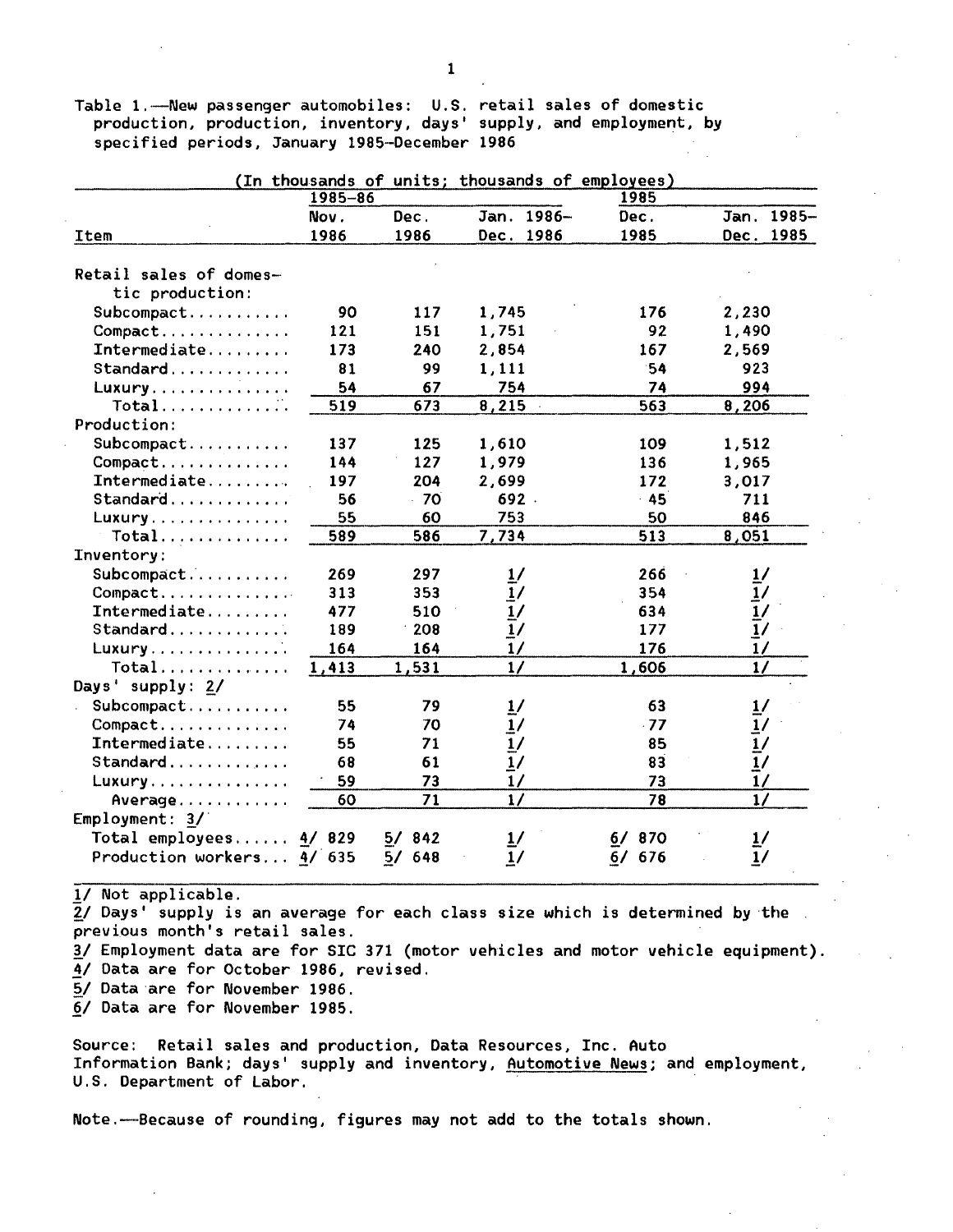Table 1.—New passenger automobiles: U.S. retail sales of domestic production, production, inventory, days' supply, and employment, by specified periods, January 1985–December 1986

(In thousands of units; thousands of employees)

| Item | 1985–86 | | | 1985 | |
|---|---|---|---|---|---|
| | Nov. 1986 | Dec. 1986 | Jan. 1986–Dec. 1986 | Dec. 1985 | Jan. 1985–Dec. 1985 |
| Retail sales of domestic production: | | | | | |
| Subcompact | 90 | 117 | 1,745 | 176 | 2,230 |
| Compact | 121 | 151 | 1,751 | 92 | 1,490 |
| Intermediate | 173 | 240 | 2,854 | 167 | 2,569 |
| Standard | 81 | 99 | 1,111 | 54 | 923 |
| Luxury | 54 | 67 | 754 | 74 | 994 |
| Total | 519 | 673 | 8,215 | 563 | 8,206 |
| Production: | | | | | |
| Subcompact | 137 | 125 | 1,610 | 109 | 1,512 |
| Compact | 144 | 127 | 1,979 | 136 | 1,965 |
| Intermediate | 197 | 204 | 2,699 | 172 | 3,017 |
| Standard | 56 | 70 | 692 | 45 | 711 |
| Luxury | 55 | 60 | 753 | 50 | 846 |
| Total | 589 | 586 | 7,734 | 513 | 8,051 |
| Inventory: | | | | | |
| Subcompact | 269 | 297 | 1/ | 266 | 1/ |
| Compact | 313 | 353 | 1/ | 354 | 1/ |
| Intermediate | 477 | 510 | 1/ | 634 | 1/ |
| Standard | 189 | 208 | 1/ | 177 | 1/ |
| Luxury | 164 | 164 | 1/ | 176 | 1/ |
| Total | 1,413 | 1,531 | 1/ | 1,606 | 1/ |
| Days' supply: 2/ | | | | | |
| Subcompact | 55 | 79 | 1/ | 63 | 1/ |
| Compact | 74 | 70 | 1/ | 77 | 1/ |
| Intermediate | 55 | 71 | 1/ | 85 | 1/ |
| Standard | 68 | 61 | 1/ | 83 | 1/ |
| Luxury | 59 | 73 | 1/ | 73 | 1/ |
| Average | 60 | 71 | 1/ | 78 | 1/ |
| Employment: 3/ | | | | | |
| Total employees | 4/ 829 | 5/ 842 | 1/ | 6/ 870 | 1/ |
| Production workers | 4/ 635 | 5/ 648 | 1/ | 6/ 676 | 1/ |

1/ Not applicable.
2/ Days' supply is an average for each class size which is determined by the previous month's retail sales.
3/ Employment data are for SIC 371 (motor vehicles and motor vehicle equipment).
4/ Data are for October 1986, revised.
5/ Data are for November 1986.
6/ Data are for November 1985.

Source: Retail sales and production, Data Resources, Inc. Auto Information Bank; days' supply and inventory, Automotive News; and employment, U.S. Department of Labor.

Note.—Because of rounding, figures may not add to the totals shown.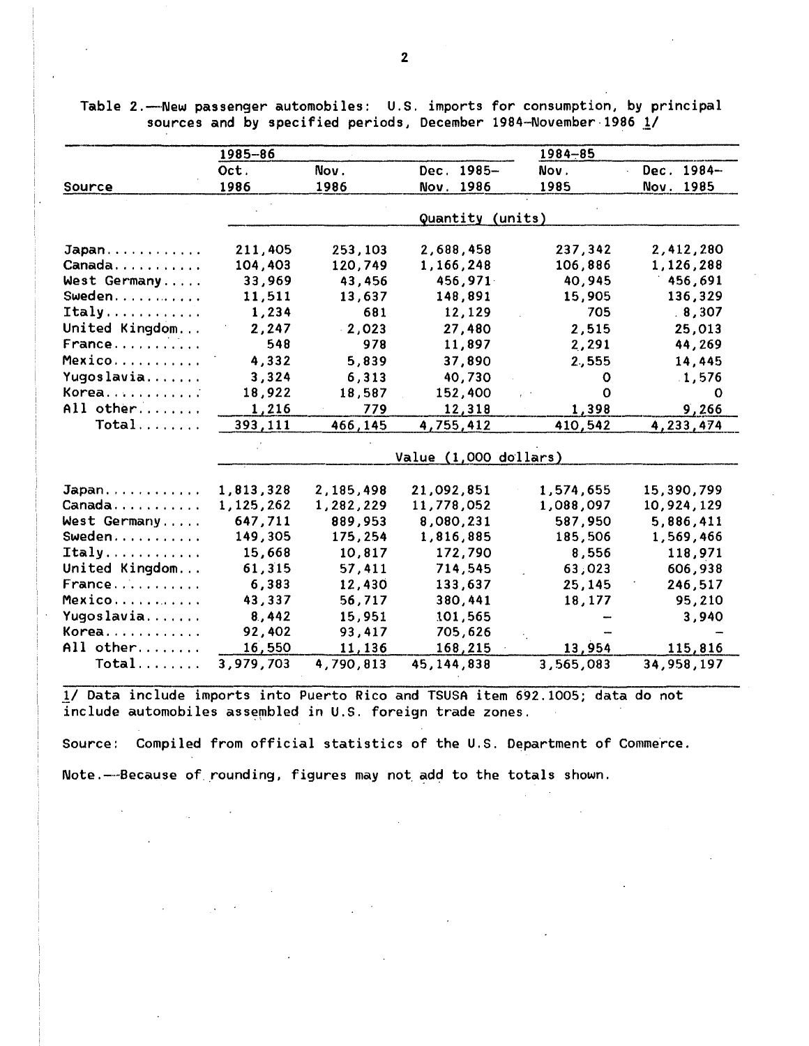Table 2.—New passenger automobiles: U.S. imports for consumption, by principal sources and by specified periods, December 1984–November 1986 1/

| Source | 1985–86 Oct. 1986 | Nov. 1986 | Dec. 1985– Nov. 1986 | 1984–85 Nov. 1985 | Dec. 1984– Nov. 1985 |
|---|---|---|---|---|---|
| | Quantity (units) | | | | |
| Japan | 211,405 | 253,103 | 2,688,458 | 237,342 | 2,412,280 |
| Canada | 104,403 | 120,749 | 1,166,248 | 106,886 | 1,126,288 |
| West Germany | 33,969 | 43,456 | 456,971 | 40,945 | 456,691 |
| Sweden | 11,511 | 13,637 | 148,891 | 15,905 | 136,329 |
| Italy | 1,234 | 681 | 12,129 | 705 | 8,307 |
| United Kingdom | 2,247 | 2,023 | 27,480 | 2,515 | 25,013 |
| France | 548 | 978 | 11,897 | 2,291 | 44,269 |
| Mexico | 4,332 | 5,839 | 37,890 | 2,555 | 14,445 |
| Yugoslavia | 3,324 | 6,313 | 40,730 | 0 | 1,576 |
| Korea | 18,922 | 18,587 | 152,400 | 0 | 0 |
| All other | 1,216 | 779 | 12,318 | 1,398 | 9,266 |
| Total | 393,111 | 466,145 | 4,755,412 | 410,542 | 4,233,474 |
| | Value (1,000 dollars) | | | | |
| Japan | 1,813,328 | 2,185,498 | 21,092,851 | 1,574,655 | 15,390,799 |
| Canada | 1,125,262 | 1,282,229 | 11,778,052 | 1,088,097 | 10,924,129 |
| West Germany | 647,711 | 889,953 | 8,080,231 | 587,950 | 5,886,411 |
| Sweden | 149,305 | 175,254 | 1,816,885 | 185,506 | 1,569,466 |
| Italy | 15,668 | 10,817 | 172,790 | 8,556 | 118,971 |
| United Kingdom | 61,315 | 57,411 | 714,545 | 63,023 | 606,938 |
| France | 6,383 | 12,430 | 133,637 | 25,145 | 246,517 |
| Mexico | 43,337 | 56,717 | 380,441 | 18,177 | 95,210 |
| Yugoslavia | 8,442 | 15,951 | 101,565 | — | 3,940 |
| Korea | 92,402 | 93,417 | 705,626 | — | — |
| All other | 16,550 | 11,136 | 168,215 | 13,954 | 115,816 |
| Total | 3,979,703 | 4,790,813 | 45,144,838 | 3,565,083 | 34,958,197 |

1/ Data include imports into Puerto Rico and TSUSA item 692.1005; data do not include automobiles assembled in U.S. foreign trade zones.

Source: Compiled from official statistics of the U.S. Department of Commerce.

Note.—Because of rounding, figures may not add to the totals shown.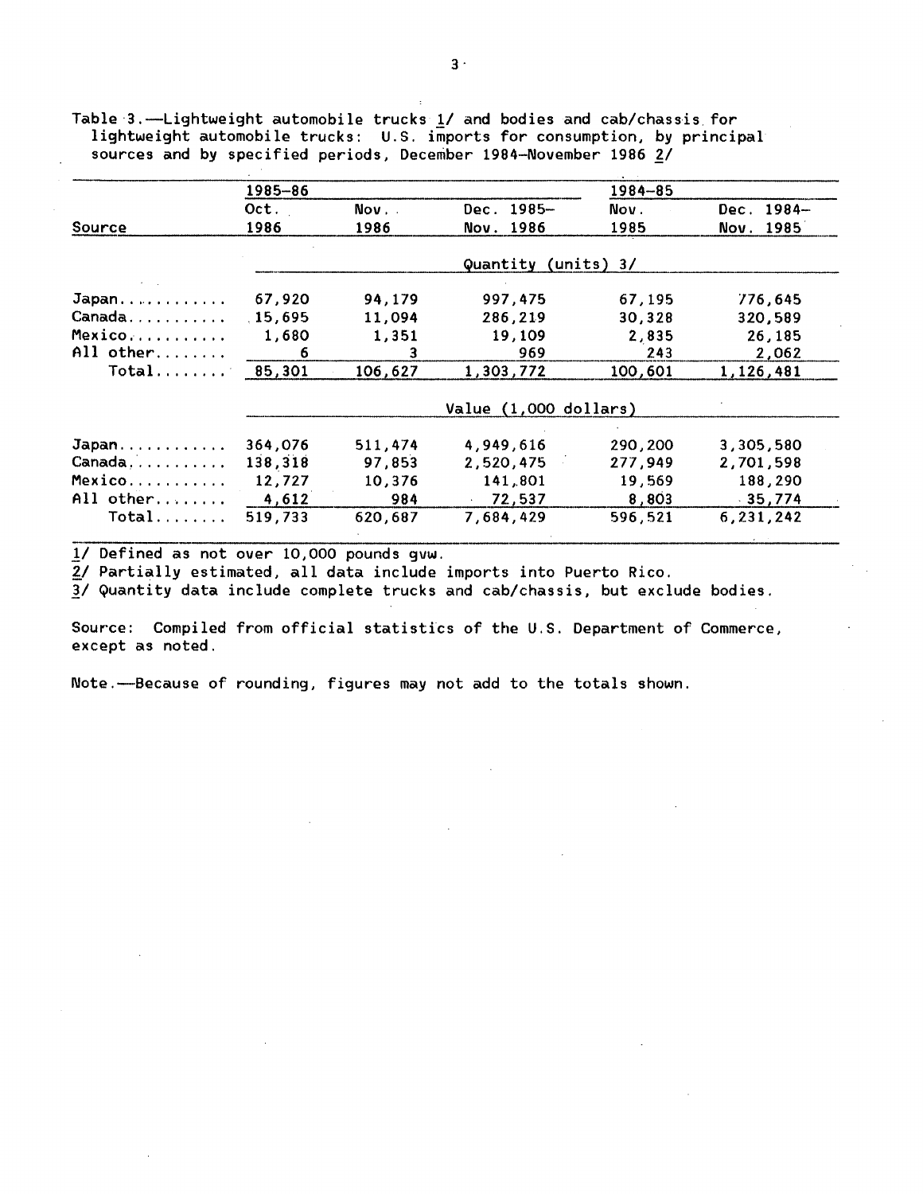Table 3.—Lightweight automobile trucks 1/ and bodies and cab/chassis for lightweight automobile trucks: U.S. imports for consumption, by principal sources and by specified periods, December 1984–November 1986 2/

| Source | 1985–86 | | | 1984–85 | |
|---|---|---|---|---|---|
| | Oct. 1986 | Nov. 1986 | Dec. 1985– Nov. 1986 | Nov. 1985 | Dec. 1984– Nov. 1985 |
| | Quantity (units) 3/ | | | | |
| Japan | 67,920 | 94,179 | 997,475 | 67,195 | 776,645 |
| Canada | 15,695 | 11,094 | 286,219 | 30,328 | 320,589 |
| Mexico | 1,680 | 1,351 | 19,109 | 2,835 | 26,185 |
| All other | 6 | 3 | 969 | 243 | 2,062 |
| Total | 85,301 | 106,627 | 1,303,772 | 100,601 | 1,126,481 |
| | Value (1,000 dollars) | | | | |
| Japan | 364,076 | 511,474 | 4,949,616 | 290,200 | 3,305,580 |
| Canada | 138,318 | 97,853 | 2,520,475 | 277,949 | 2,701,598 |
| Mexico | 12,727 | 10,376 | 141,801 | 19,569 | 188,290 |
| All other | 4,612 | 984 | 72,537 | 8,803 | 35,774 |
| Total | 519,733 | 620,687 | 7,684,429 | 596,521 | 6,231,242 |

1/ Defined as not over 10,000 pounds gvw.
2/ Partially estimated, all data include imports into Puerto Rico.
3/ Quantity data include complete trucks and cab/chassis, but exclude bodies.

Source: Compiled from official statistics of the U.S. Department of Commerce, except as noted.

Note.—Because of rounding, figures may not add to the totals shown.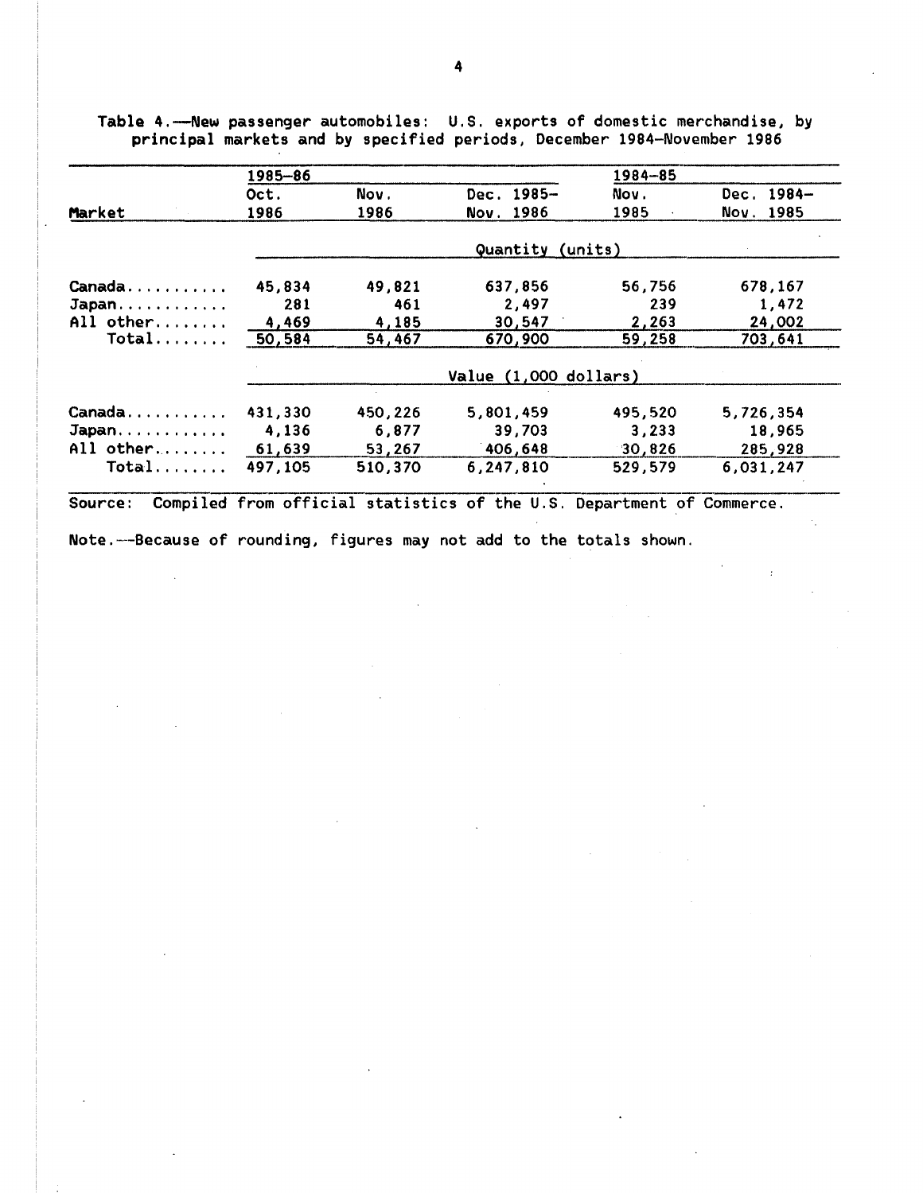Table 4.—New passenger automobiles: U.S. exports of domestic merchandise, by principal markets and by specified periods, December 1984–November 1986

| Market | 1985–86 | | | 1984–85 | |
|---|---|---|---|---|---|
| | Oct. 1986 | Nov. 1986 | Dec. 1985–Nov. 1986 | Nov. 1985 | Dec. 1984–Nov. 1985 |
| | Quantity (units) | | | | |
| Canada | 45,834 | 49,821 | 637,856 | 56,756 | 678,167 |
| Japan | 281 | 461 | 2,497 | 239 | 1,472 |
| All other | 4,469 | 4,185 | 30,547 | 2,263 | 24,002 |
| Total | 50,584 | 54,467 | 670,900 | 59,258 | 703,641 |
| | Value (1,000 dollars) | | | | |
| Canada | 431,330 | 450,226 | 5,801,459 | 495,520 | 5,726,354 |
| Japan | 4,136 | 6,877 | 39,703 | 3,233 | 18,965 |
| All other | 61,639 | 53,267 | 406,648 | 30,826 | 285,928 |
| Total | 497,105 | 510,370 | 6,247,810 | 529,579 | 6,031,247 |

Source: Compiled from official statistics of the U.S. Department of Commerce.

Note.—Because of rounding, figures may not add to the totals shown.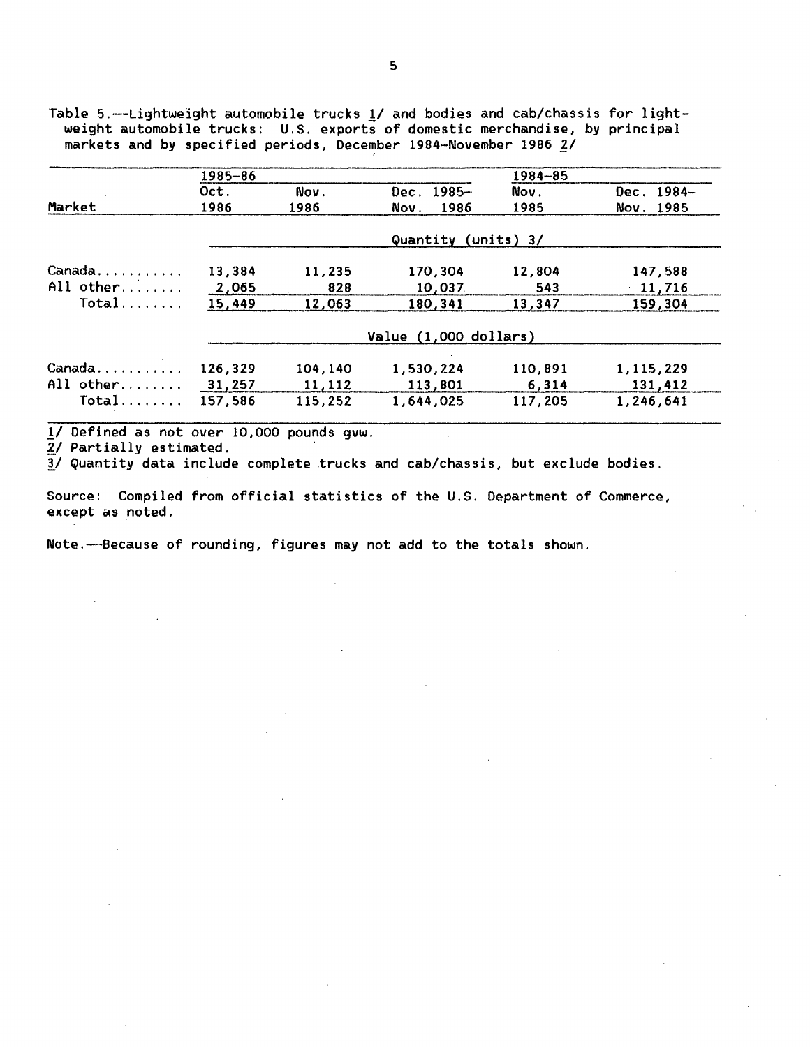Table 5.—Lightweight automobile trucks 1/ and bodies and cab/chassis for lightweight automobile trucks: U.S. exports of domestic merchandise, by principal markets and by specified periods, December 1984–November 1986 2/

| Market | 1985–86 | | | 1984–85 | |
|---|---|---|---|---|---|
| | Oct. 1986 | Nov. 1986 | Dec. 1985– Nov. 1986 | Nov. 1985 | Dec. 1984– Nov. 1985 |
| | Quantity (units) 3/ | | | | |
| Canada | 13,384 | 11,235 | 170,304 | 12,804 | 147,588 |
| All other | 2,065 | 828 | 10,037 | 543 | 11,716 |
| Total | 15,449 | 12,063 | 180,341 | 13,347 | 159,304 |
| | Value (1,000 dollars) | | | | |
| Canada | 126,329 | 104,140 | 1,530,224 | 110,891 | 1,115,229 |
| All other | 31,257 | 11,112 | 113,801 | 6,314 | 131,412 |
| Total | 157,586 | 115,252 | 1,644,025 | 117,205 | 1,246,641 |

1/ Defined as not over 10,000 pounds gvw.
2/ Partially estimated.
3/ Quantity data include complete trucks and cab/chassis, but exclude bodies.

Source: Compiled from official statistics of the U.S. Department of Commerce, except as noted.

Note.—Because of rounding, figures may not add to the totals shown.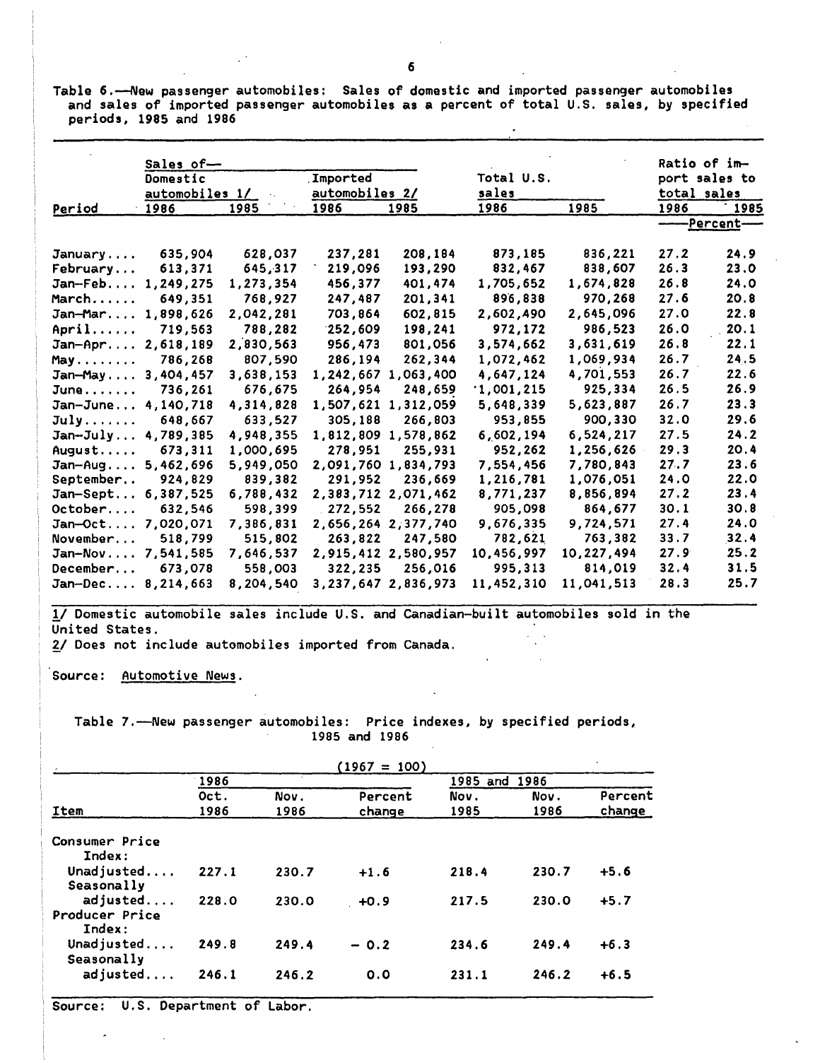Table 6.—New passenger automobiles: Sales of domestic and imported passenger automobiles and sales of imported passenger automobiles as a percent of total U.S. sales, by specified periods, 1985 and 1986

| Period | Sales of— Domestic automobiles 1/ | | Sales of— Imported automobiles 2/ | | Total U.S. sales | | Ratio of import sales to total sales | |
|---|---|---|---|---|---|---|---|---|
| | 1986 | 1985 | 1986 | 1985 | 1986 | 1985 | 1986 | 1985 |
| | | | | | | | Percent | |
| January.... | 635,904 | 628,037 | 237,281 | 208,184 | 873,185 | 836,221 | 27.2 | 24.9 |
| February... | 613,371 | 645,317 | 219,096 | 193,290 | 832,467 | 838,607 | 26.3 | 23.0 |
| Jan-Feb.... | 1,249,275 | 1,273,354 | 456,377 | 401,474 | 1,705,652 | 1,674,828 | 26.8 | 24.0 |
| March...... | 649,351 | 768,927 | 247,487 | 201,341 | 896,838 | 970,268 | 27.6 | 20.8 |
| Jan-Mar.... | 1,898,626 | 2,042,281 | 703,864 | 602,815 | 2,602,490 | 2,645,096 | 27.0 | 22.8 |
| April...... | 719,563 | 788,282 | 252,609 | 198,241 | 972,172 | 986,523 | 26.0 | 20.1 |
| Jan-Apr.... | 2,618,189 | 2,830,563 | 956,473 | 801,056 | 3,574,662 | 3,631,619 | 26.8 | 22.1 |
| May........ | 786,268 | 807,590 | 286,194 | 262,344 | 1,072,462 | 1,069,934 | 26.7 | 24.5 |
| Jan-May.... | 3,404,457 | 3,638,153 | 1,242,667 | 1,063,400 | 4,647,124 | 4,701,553 | 26.7 | 22.6 |
| June....... | 736,261 | 676,675 | 264,954 | 248,659 | 1,001,215 | 925,334 | 26.5 | 26.9 |
| Jan-June... | 4,140,718 | 4,314,828 | 1,507,621 | 1,312,059 | 5,648,339 | 5,623,887 | 26.7 | 23.3 |
| July....... | 648,667 | 633,527 | 305,188 | 266,803 | 953,855 | 900,330 | 32.0 | 29.6 |
| Jan-July... | 4,789,385 | 4,948,355 | 1,812,809 | 1,578,862 | 6,602,194 | 6,524,217 | 27.5 | 24.2 |
| August..... | 673,311 | 1,000,695 | 278,951 | 255,931 | 952,262 | 1,256,626 | 29.3 | 20.4 |
| Jan-Aug.... | 5,462,696 | 5,949,050 | 2,091,760 | 1,834,793 | 7,554,456 | 7,780,843 | 27.7 | 23.6 |
| September.. | 924,829 | 839,382 | 291,952 | 236,669 | 1,216,781 | 1,076,051 | 24.0 | 22.0 |
| Jan-Sept... | 6,387,525 | 6,788,432 | 2,383,712 | 2,071,462 | 8,771,237 | 8,856,894 | 27.2 | 23.4 |
| October.... | 632,546 | 598,399 | 272,552 | 266,278 | 905,098 | 864,677 | 30.1 | 30.8 |
| Jan-Oct.... | 7,020,071 | 7,386,831 | 2,656,264 | 2,377,740 | 9,676,335 | 9,724,571 | 27.4 | 24.0 |
| November... | 518,799 | 515,802 | 263,822 | 247,580 | 782,621 | 763,382 | 33.7 | 32.4 |
| Jan-Nov.... | 7,541,585 | 7,646,537 | 2,915,412 | 2,580,957 | 10,456,997 | 10,227,494 | 27.9 | 25.2 |
| December... | 673,078 | 558,003 | 322,235 | 256,016 | 995,313 | 814,019 | 32.4 | 31.5 |
| Jan-Dec.... | 8,214,663 | 8,204,540 | 3,237,647 | 2,836,973 | 11,452,310 | 11,041,513 | 28.3 | 25.7 |

1/ Domestic automobile sales include U.S. and Canadian-built automobiles sold in the United States.
2/ Does not include automobiles imported from Canada.

Source: Automotive News.

Table 7.—New passenger automobiles: Price indexes, by specified periods, 1985 and 1986

(1967 = 100)

| Item | 1986 Oct. 1986 | 1986 Nov. 1986 | 1986 Percent change | 1985 and 1986 Nov. 1985 | 1985 and 1986 Nov. 1986 | 1985 and 1986 Percent change |
|---|---|---|---|---|---|---|
| Consumer Price Index: | | | | | | |
| Unadjusted.... | 227.1 | 230.7 | +1.6 | 218.4 | 230.7 | +5.6 |
| Seasonally adjusted.... | 228.0 | 230.0 | +0.9 | 217.5 | 230.0 | +5.7 |
| Producer Price Index: | | | | | | |
| Unadjusted.... | 249.8 | 249.4 | - 0.2 | 234.6 | 249.4 | +6.3 |
| Seasonally adjusted.... | 246.1 | 246.2 | 0.0 | 231.1 | 246.2 | +6.5 |

Source: U.S. Department of Labor.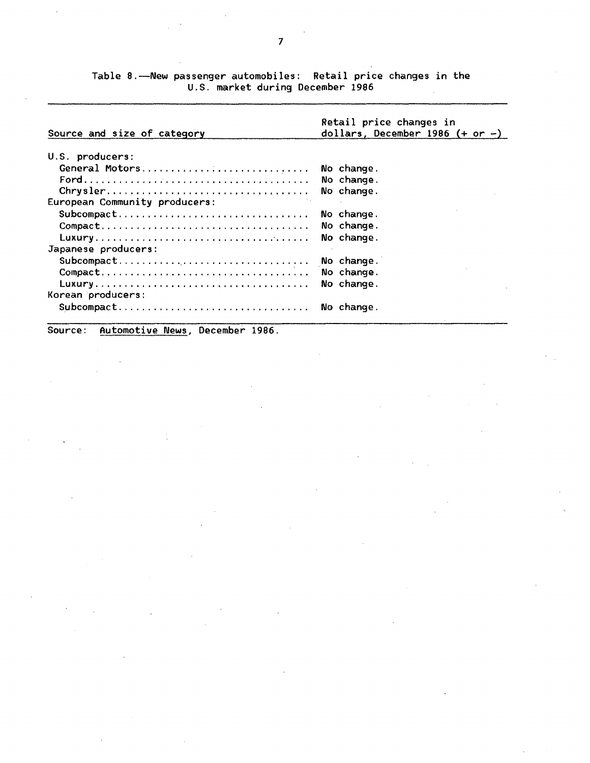Table 8.—New passenger automobiles: Retail price changes in the U.S. market during December 1986

| Source and size of category | Retail price changes in dollars, December 1986 (+ or -) |
|---|---|
| U.S. producers: | |
| General Motors | No change. |
| Ford | No change. |
| Chrysler | No change. |
| European Community producers: | |
| Subcompact | No change. |
| Compact | No change. |
| Luxury | No change. |
| Japanese producers: | |
| Subcompact | No change. |
| Compact | No change. |
| Luxury | No change. |
| Korean producers: | |
| Subcompact | No change. |

Source: Automotive News, December 1986.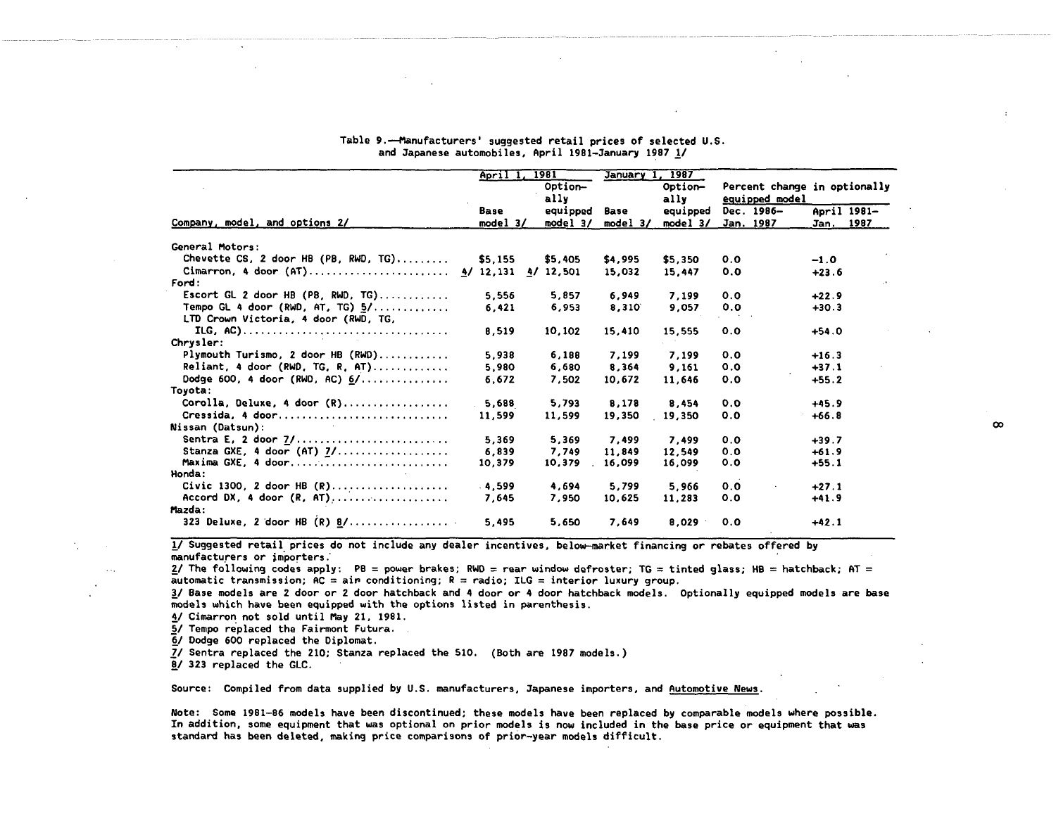Table 9.—Manufacturers' suggested retail prices of selected U.S. and Japanese automobiles, April 1981–January 1987 1/

| Company, model, and options 2/ | April 1, 1981 Base model 3/ | April 1, 1981 Optionally equipped model 3/ | January 1, 1987 Base model 3/ | January 1, 1987 Optionally equipped model 3/ | Percent change in optionally equipped model Dec. 1986–Jan. 1987 | Percent change in optionally equipped model April 1981–Jan. 1987 |
|---|---|---|---|---|---|---|
| General Motors: | | | | | | |
| Chevette CS, 2 door HB (PB, RWD, TG) | $5,155 | $5,405 | $4,995 | $5,350 | 0.0 | -1.0 |
| Cimarron, 4 door (AT) | 4/ 12,131 | 4/ 12,501 | 15,032 | 15,447 | 0.0 | +23.6 |
| Ford: | | | | | | |
| Escort GL 2 door HB (PB, RWD, TG) | 5,556 | 5,857 | 6,949 | 7,199 | 0.0 | +22.9 |
| Tempo GL 4 door (RWD, AT, TG) 5/ | 6,421 | 6,953 | 8,310 | 9,057 | 0.0 | +30.3 |
| LTD Crown Victoria, 4 door (RWD, TG, ILG, AC) | 8,519 | 10,102 | 15,410 | 15,555 | 0.0 | +54.0 |
| Chrysler: | | | | | | |
| Plymouth Turismo, 2 door HB (RWD) | 5,938 | 6,188 | 7,199 | 7,199 | 0.0 | +16.3 |
| Reliant, 4 door (RWD, TG, R, AT) | 5,980 | 6,680 | 8,364 | 9,161 | 0.0 | +37.1 |
| Dodge 600, 4 door (RWD, AC) 6/ | 6,672 | 7,502 | 10,672 | 11,646 | 0.0 | +55.2 |
| Toyota: | | | | | | |
| Corolla, Deluxe, 4 door (R) | 5,688 | 5,793 | 8,178 | 8,454 | 0.0 | +45.9 |
| Cressida, 4 door | 11,599 | 11,599 | 19,350 | 19,350 | 0.0 | +66.8 |
| Nissan (Datsun): | | | | | | |
| Sentra E, 2 door 7/ | 5,369 | 5,369 | 7,499 | 7,499 | 0.0 | +39.7 |
| Stanza GXE, 4 door (AT) 7/ | 6,839 | 7,749 | 11,849 | 12,549 | 0.0 | +61.9 |
| Maxima GXE, 4 door | 10,379 | 10,379 | 16,099 | 16,099 | 0.0 | +55.1 |
| Honda: | | | | | | |
| Civic 1300, 2 door HB (R) | 4,599 | 4,694 | 5,799 | 5,966 | 0.0 | +27.1 |
| Accord DX, 4 door (R, AT) | 7,645 | 7,950 | 10,625 | 11,283 | 0.0 | +41.9 |
| Mazda: | | | | | | |
| 323 Deluxe, 2 door HB (R) 8/ | 5,495 | 5,650 | 7,649 | 8,029 | 0.0 | +42.1 |

1/ Suggested retail prices do not include any dealer incentives, below-market financing or rebates offered by manufacturers or importers.

2/ The following codes apply: PB = power brakes; RWD = rear window defroster; TG = tinted glass; HB = hatchback; AT = automatic transmission; AC = air conditioning; R = radio; ILG = interior luxury group.

3/ Base models are 2 door or 2 door hatchback and 4 door or 4 door hatchback models. Optionally equipped models are base models which have been equipped with the options listed in parenthesis.

4/ Cimarron not sold until May 21, 1981.

5/ Tempo replaced the Fairmont Futura.

6/ Dodge 600 replaced the Diplomat.

7/ Sentra replaced the 210; Stanza replaced the 510. (Both are 1987 models.)

8/ 323 replaced the GLC.

Source: Compiled from data supplied by U.S. manufacturers, Japanese importers, and Automotive News.

Note: Some 1981–86 models have been discontinued; these models have been replaced by comparable models where possible. In addition, some equipment that was optional on prior models is now included in the base price or equipment that was standard has been deleted, making price comparisons of prior-year models difficult.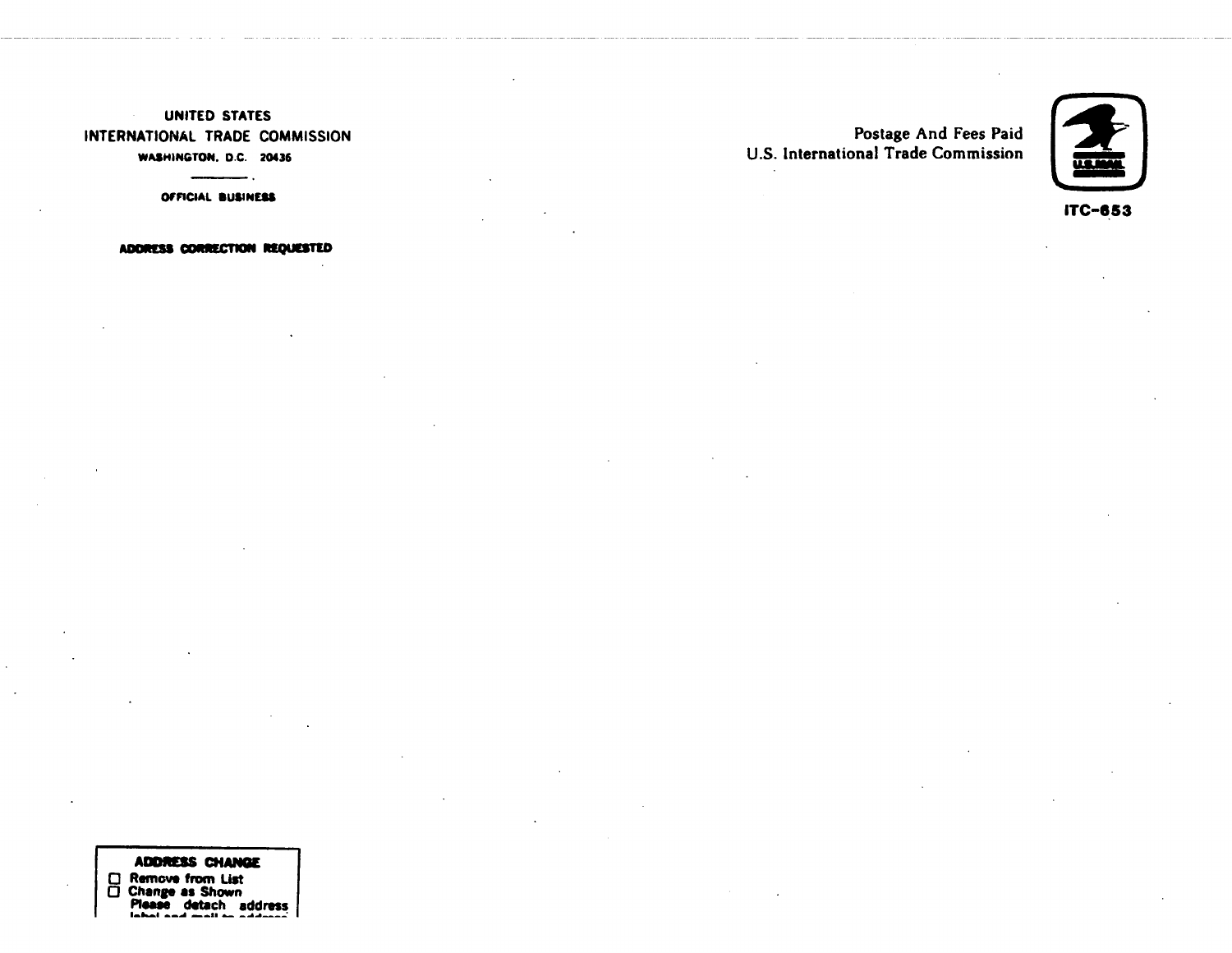UNITED STATES
INTERNATIONAL TRADE COMMISSION
WASHINGTON, D.C. 20436

OFFICIAL BUSINESS

ADDRESS CORRECTION REQUESTED

Postage And Fees Paid
U.S. International Trade Commission

ITC-653

**ADDRESS CHANGE**

- ☐ Remove from List
- ☐ Change as Shown

Please detach address